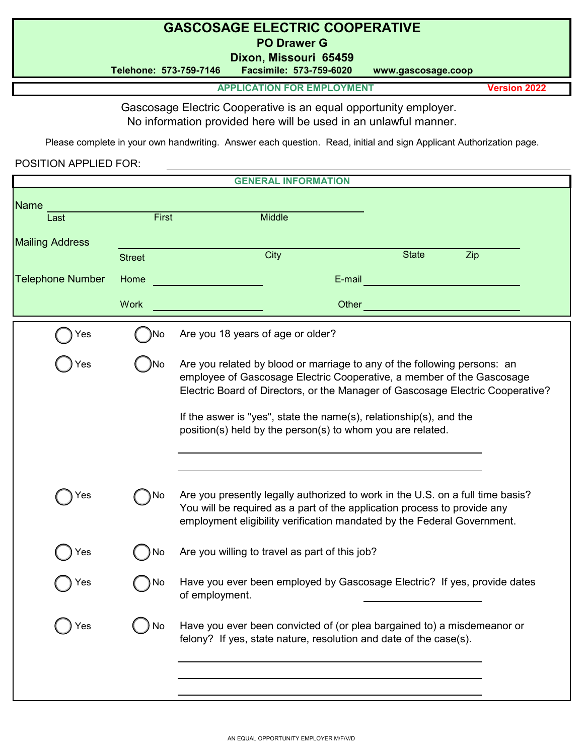# GASCOSAGE ELECTRIC COOPERATIVE

**PO Drawer G**

**Dixon, Missouri 65459**

**Telehone: 573-759-7146 Facsimile: 573-759-6020 www.gascosage.coop**

**APPLICATION FOR EMPLOYMENT** **Version 2022**

Gascosage Electric Cooperative is an equal opportunity employer.
No information provided here will be used in an unlawful manner.

Please complete in your own handwriting. Answer each question. Read, initial and sign Applicant Authorization page.

POSITION APPLIED FOR: ______________________________

## GENERAL INFORMATION

Name ______________________________
Last First Middle

Mailing Address ______________________________
Street City State Zip

Telephone Number Home ______________ E-mail ______________

Work ______________ Other ______________

◯ Yes ◯ No Are you 18 years of age or older?

◯ Yes ◯ No Are you related by blood or marriage to any of the following persons: an employee of Gascosage Electric Cooperative, a member of the Gascosage Electric Board of Directors, or the Manager of Gascosage Electric Cooperative?

If the aswer is "yes", state the name(s), relationship(s), and the position(s) held by the person(s) to whom you are related.

______________________________

______________________________

◯ Yes ◯ No Are you presently legally authorized to work in the U.S. on a full time basis? You will be required as a part of the application process to provide any employment eligibility verification mandated by the Federal Government.

◯ Yes ◯ No Are you willing to travel as part of this job?

◯ Yes ◯ No Have you ever been employed by Gascosage Electric? If yes, provide dates of employment. ______________

◯ Yes ◯ No Have you ever been convicted of (or plea bargained to) a misdemeanor or felony? If yes, state nature, resolution and date of the case(s).

______________________________

______________________________

______________________________

AN EQUAL OPPORTUNITY EMPLOYER M/F/V/D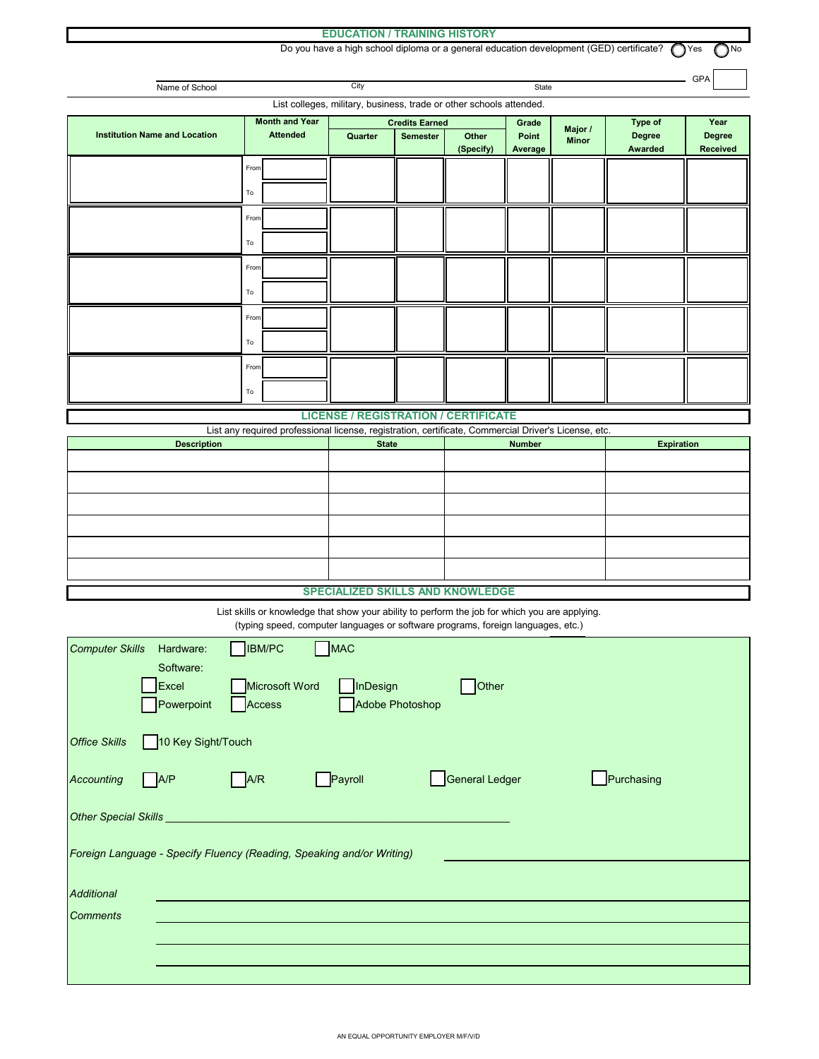## EDUCATION / TRAINING HISTORY

Do you have a high school diploma or a general education development (GED) certificate? ◯ Yes ◯ No

Name of School ______ City ______ State ______ GPA ______

List colleges, military, business, trade or other schools attended.

| Institution Name and Location | Month and Year Attended | Credits Earned | | | Grade Point Average | Major / Minor | Type of Degree Awarded | Year Degree Received |
|---|---|---|---|---|---|---|---|---|
| | | Quarter | Semester | Other (Specify) | | | | |
| | From / To | | | | | | | |
| | From / To | | | | | | | |
| | From / To | | | | | | | |
| | From / To | | | | | | | |
| | From / To | | | | | | | |

## LICENSE / REGISTRATION / CERTIFICATE

List any required professional license, registration, certificate, Commercial Driver's License, etc.

| Description | State | Number | Expiration |
|---|---|---|---|
| | | | |
| | | | |
| | | | |
| | | | |
| | | | |
| | | | |

## SPECIALIZED SKILLS AND KNOWLEDGE

List skills or knowledge that show your ability to perform the job for which you are applying.
(typing speed, computer languages or software programs, foreign languages, etc.)

*Computer Skills* Hardware: ☐ IBM/PC ☐ MAC

Software:
☐ Excel ☐ Microsoft Word ☐ InDesign ☐ Other
☐ Powerpoint ☐ Access ☐ Adobe Photoshop

*Office Skills* ☐ 10 Key Sight/Touch

*Accounting* ☐ A/P ☐ A/R ☐ Payroll ☐ General Ledger ☐ Purchasing

*Other Special Skills* ______

*Foreign Language - Specify Fluency (Reading, Speaking and/or Writing)* ______

*Additional Comments* ______

AN EQUAL OPPORTUNITY EMPLOYER M/F/V/D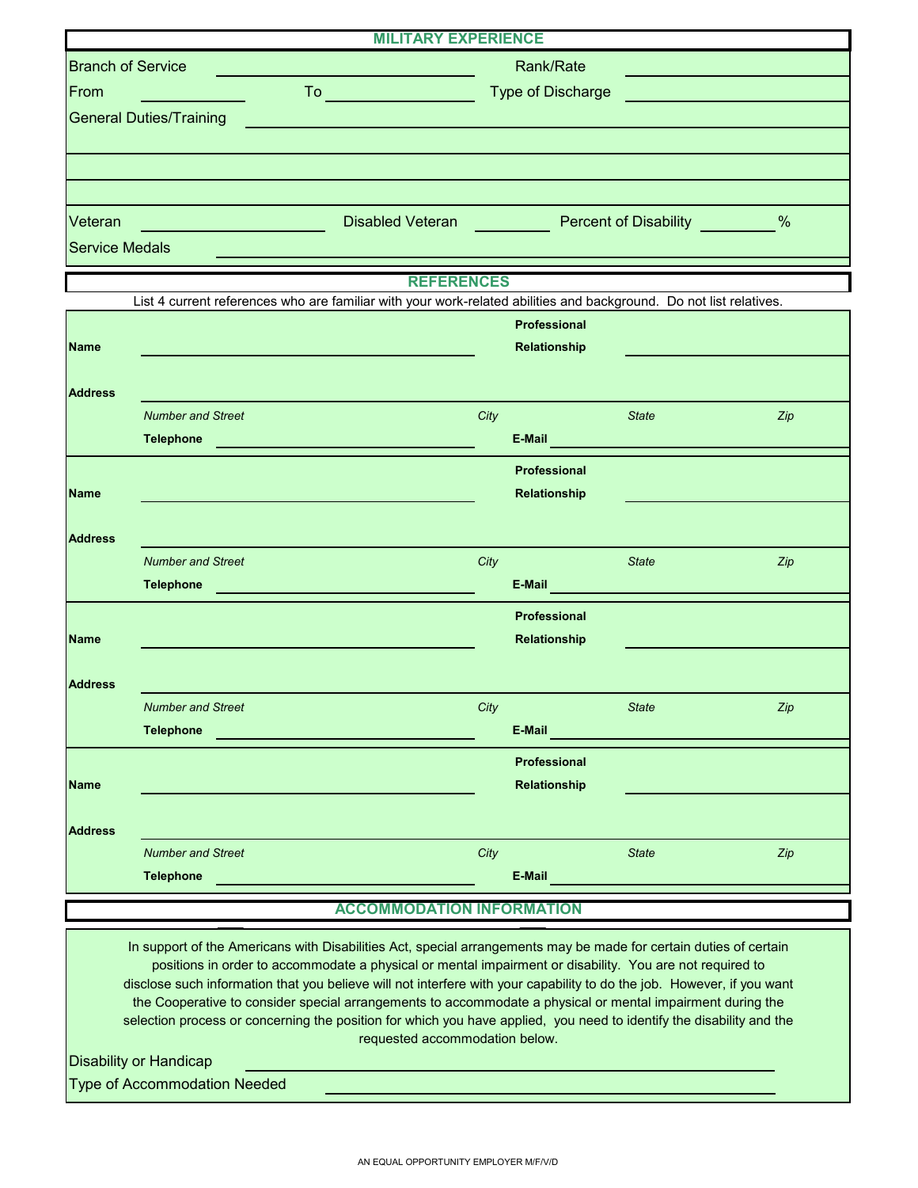## MILITARY EXPERIENCE

Branch of Service ______________________________ Rank/Rate ______________________

From ____________ To ________________ Type of Discharge ______________________

General Duties/Training ____________________________________________________

____________________________________________________________________________

____________________________________________________________________________

____________________________________________________________________________

Veteran ________________ Disabled Veteran __________ Percent of Disability __________ %

Service Medals ______________________________________________________________

## REFERENCES

List 4 current references who are familiar with your work-related abilities and background. Do not list relatives.

**Name** ______________________________ **Professional Relationship** ______________________

**Address** ____________________________________________________________________

*Number and Street* *City* *State* *Zip*

**Telephone** ______________________ **E-Mail** ______________________________

**Name** ______________________________ **Professional Relationship** ______________________

**Address** ____________________________________________________________________

*Number and Street* *City* *State* *Zip*

**Telephone** ______________________ **E-Mail** ______________________________

**Name** ______________________________ **Professional Relationship** ______________________

**Address** ____________________________________________________________________

*Number and Street* *City* *State* *Zip*

**Telephone** ______________________ **E-Mail** ______________________________

**Name** ______________________________ **Professional Relationship** ______________________

**Address** ____________________________________________________________________

*Number and Street* *City* *State* *Zip*

**Telephone** ______________________ **E-Mail** ______________________________

## ACCOMMODATION INFORMATION

In support of the Americans with Disabilities Act, special arrangements may be made for certain duties of certain positions in order to accommodate a physical or mental impairment or disability. You are not required to disclose such information that you believe will not interfere with your capability to do the job. However, if you want the Cooperative to consider special arrangements to accommodate a physical or mental impairment during the selection process or concerning the position for which you have applied, you need to identify the disability and the requested accommodation below.

Disability or Handicap ______________________________________________________

Type of Accommodation Needed ________________________________________________

AN EQUAL OPPORTUNITY EMPLOYER M/F/V/D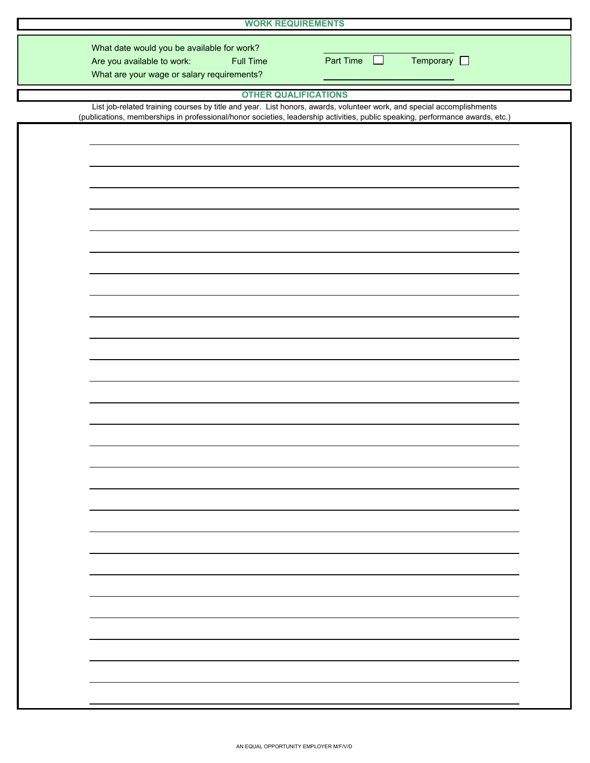## WORK REQUIREMENTS

What date would you be available for work? \_\_\_\_\_\_\_\_\_\_\_\_\_\_\_\_\_\_\_\_

Are you available to work: Full Time ☐ Part Time ☐ Temporary ☐

What are your wage or salary requirements? \_\_\_\_\_\_\_\_\_\_\_\_\_\_\_\_\_\_\_\_

## OTHER QUALIFICATIONS

List job-related training courses by title and year. List honors, awards, volunteer work, and special accomplishments (publications, memberships in professional/honor societies, leadership activities, public speaking, performance awards, etc.)

AN EQUAL OPPORTUNITY EMPLOYER M/F/V/D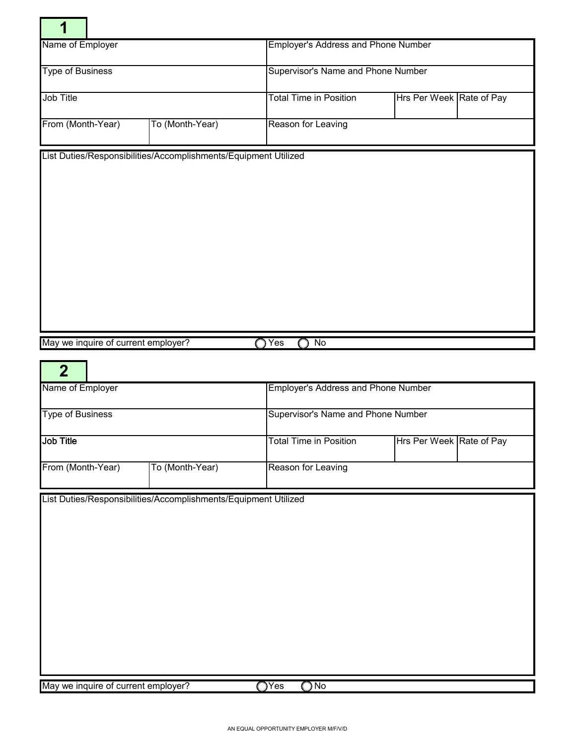## 1

| Name of Employer | | Employer's Address and Phone Number | | |
|---|---|---|---|---|
| Type of Business | | Supervisor's Name and Phone Number | | |
| Job Title | | Total Time in Position | Hrs Per Week | Rate of Pay |
| From (Month-Year) | To (Month-Year) | Reason for Leaving | | |

List Duties/Responsibilities/Accomplishments/Equipment Utilized

May we inquire of current employer? ◯ Yes ◯ No

## 2

| Name of Employer | | Employer's Address and Phone Number | | |
|---|---|---|---|---|
| Type of Business | | Supervisor's Name and Phone Number | | |
| Job Title | | Total Time in Position | Hrs Per Week | Rate of Pay |
| From (Month-Year) | To (Month-Year) | Reason for Leaving | | |

List Duties/Responsibilities/Accomplishments/Equipment Utilized

May we inquire of current employer? ◯ Yes ◯ No

AN EQUAL OPPORTUNITY EMPLOYER M/F/V/D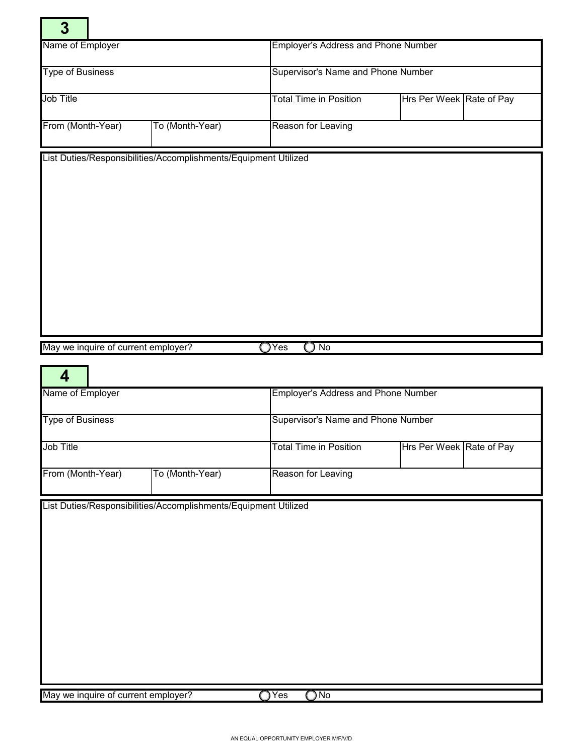## 3

| Name of Employer | | Employer's Address and Phone Number | | |
|---|---|---|---|---|
| Type of Business | | Supervisor's Name and Phone Number | | |
| Job Title | | Total Time in Position | Hrs Per Week | Rate of Pay |
| From (Month-Year) | To (Month-Year) | Reason for Leaving | | |

List Duties/Responsibilities/Accomplishments/Equipment Utilized

May we inquire of current employer? ◯ Yes ◯ No

## 4

| Name of Employer | | Employer's Address and Phone Number | | |
|---|---|---|---|---|
| Type of Business | | Supervisor's Name and Phone Number | | |
| Job Title | | Total Time in Position | Hrs Per Week | Rate of Pay |
| From (Month-Year) | To (Month-Year) | Reason for Leaving | | |

List Duties/Responsibilities/Accomplishments/Equipment Utilized

May we inquire of current employer? ◯ Yes ◯ No

AN EQUAL OPPORTUNITY EMPLOYER M/F/V/D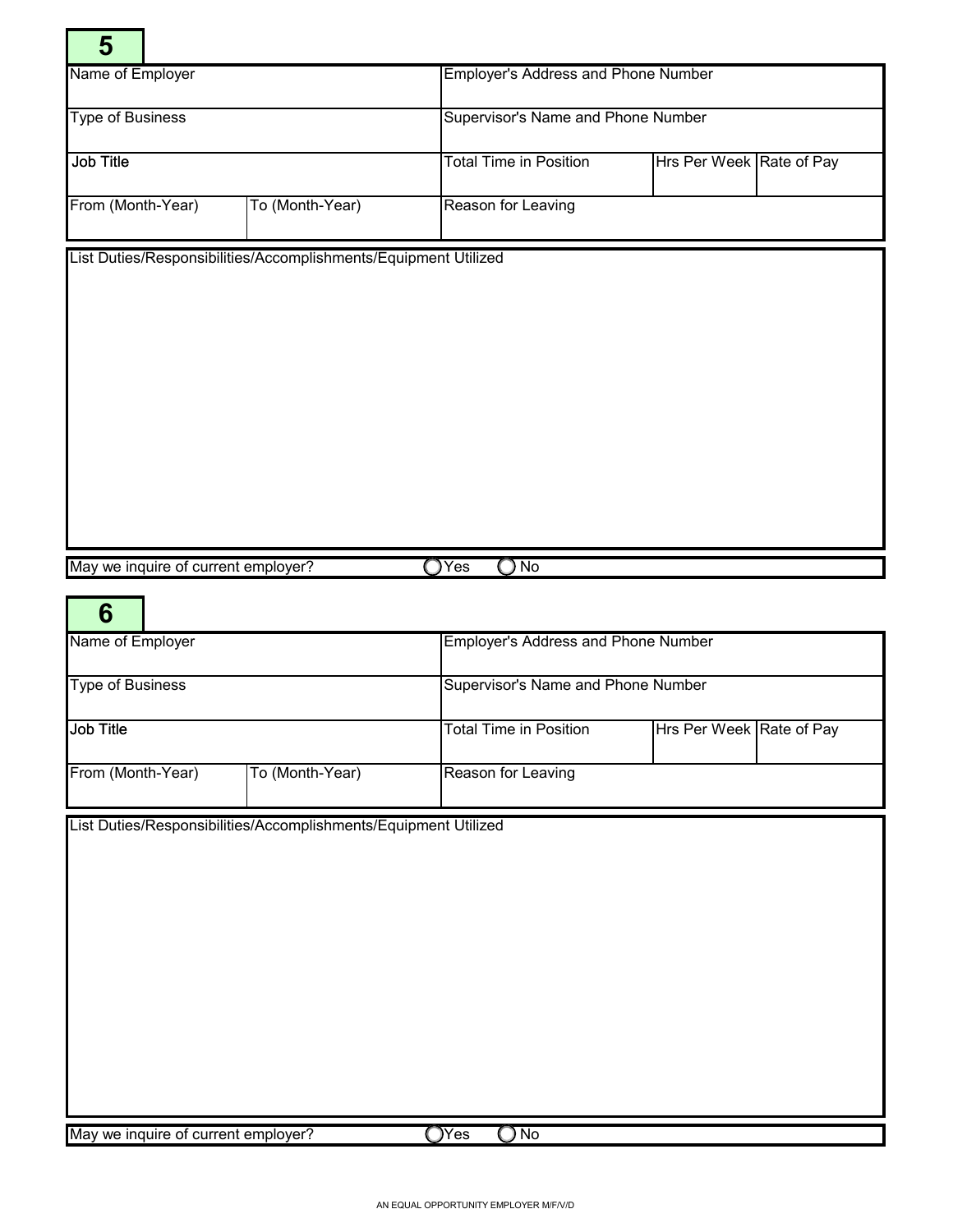## 5

| Name of Employer | | Employer's Address and Phone Number | | |
|---|---|---|---|---|
| Type of Business | | Supervisor's Name and Phone Number | | |
| Job Title | | Total Time in Position | Hrs Per Week | Rate of Pay |
| From (Month-Year) | To (Month-Year) | Reason for Leaving | | |

List Duties/Responsibilities/Accomplishments/Equipment Utilized

May we inquire of current employer? ◯ Yes ◯ No

## 6

| Name of Employer | | Employer's Address and Phone Number | | |
|---|---|---|---|---|
| Type of Business | | Supervisor's Name and Phone Number | | |
| Job Title | | Total Time in Position | Hrs Per Week | Rate of Pay |
| From (Month-Year) | To (Month-Year) | Reason for Leaving | | |

List Duties/Responsibilities/Accomplishments/Equipment Utilized

May we inquire of current employer? ◯ Yes ◯ No

AN EQUAL OPPORTUNITY EMPLOYER M/F/V/D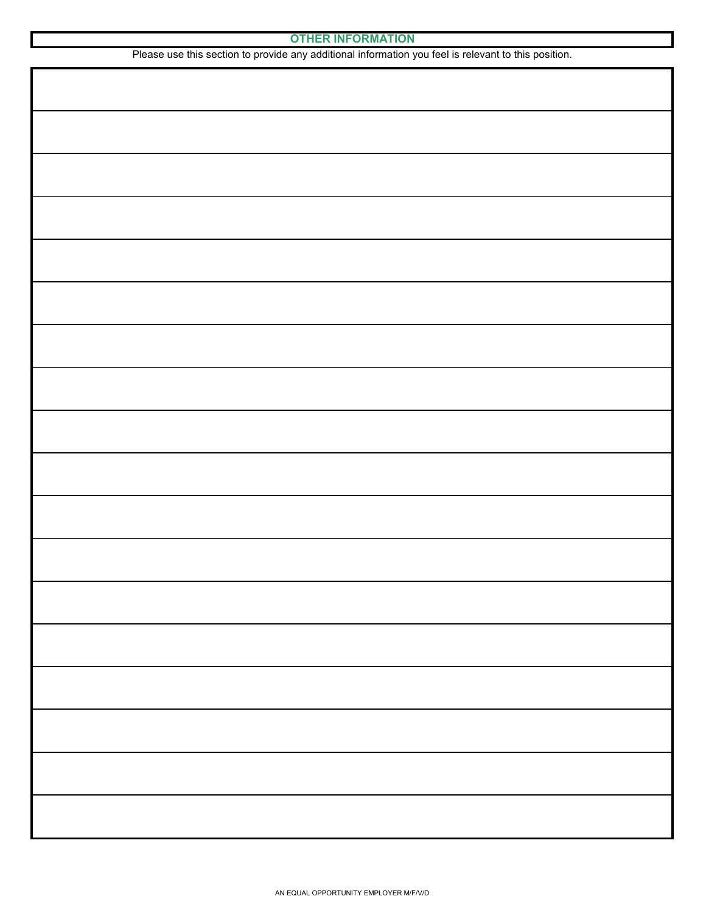## OTHER INFORMATION

Please use this section to provide any additional information you feel is relevant to this position.

AN EQUAL OPPORTUNITY EMPLOYER M/F/V/D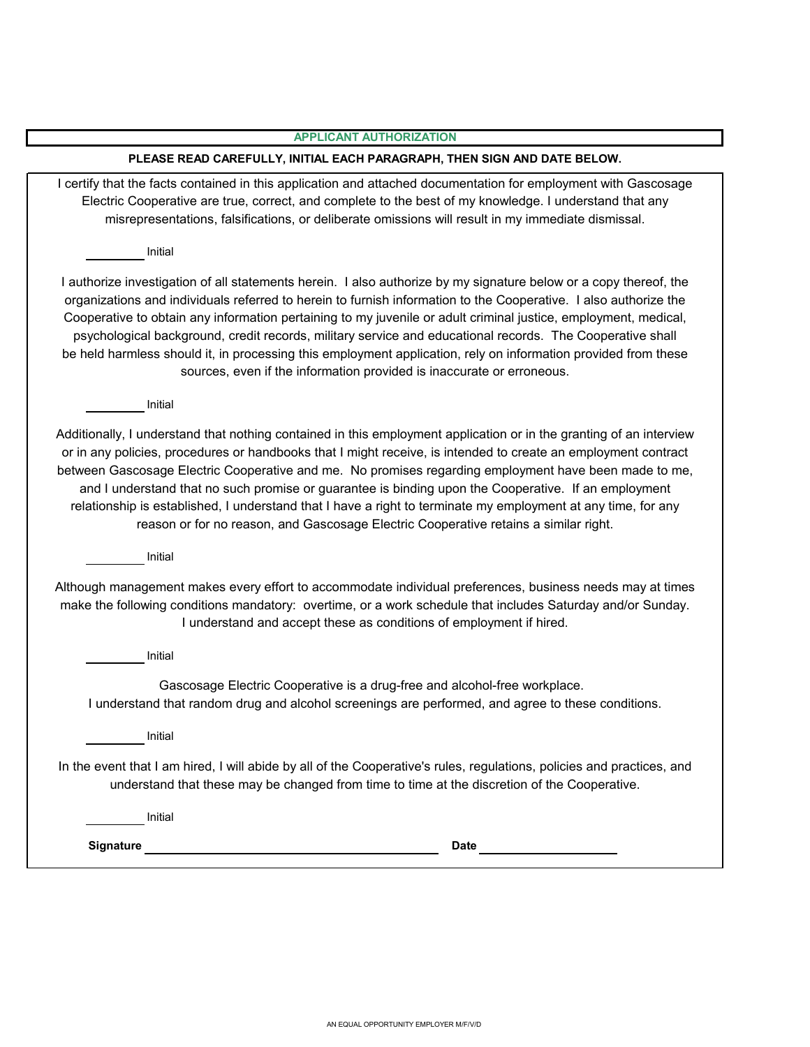## APPLICANT AUTHORIZATION

**PLEASE READ CAREFULLY, INITIAL EACH PARAGRAPH, THEN SIGN AND DATE BELOW.**

I certify that the facts contained in this application and attached documentation for employment with Gascosage Electric Cooperative are true, correct, and complete to the best of my knowledge. I understand that any misrepresentations, falsifications, or deliberate omissions will result in my immediate dismissal.

________ Initial

I authorize investigation of all statements herein. I also authorize by my signature below or a copy thereof, the organizations and individuals referred to herein to furnish information to the Cooperative. I also authorize the Cooperative to obtain any information pertaining to my juvenile or adult criminal justice, employment, medical, psychological background, credit records, military service and educational records. The Cooperative shall be held harmless should it, in processing this employment application, rely on information provided from these sources, even if the information provided is inaccurate or erroneous.

________ Initial

Additionally, I understand that nothing contained in this employment application or in the granting of an interview or in any policies, procedures or handbooks that I might receive, is intended to create an employment contract between Gascosage Electric Cooperative and me. No promises regarding employment have been made to me, and I understand that no such promise or guarantee is binding upon the Cooperative. If an employment relationship is established, I understand that I have a right to terminate my employment at any time, for any reason or for no reason, and Gascosage Electric Cooperative retains a similar right.

________ Initial

Although management makes every effort to accommodate individual preferences, business needs may at times make the following conditions mandatory: overtime, or a work schedule that includes Saturday and/or Sunday. I understand and accept these as conditions of employment if hired.

________ Initial

Gascosage Electric Cooperative is a drug-free and alcohol-free workplace.
I understand that random drug and alcohol screenings are performed, and agree to these conditions.

________ Initial

In the event that I am hired, I will abide by all of the Cooperative's rules, regulations, policies and practices, and understand that these may be changed from time to time at the discretion of the Cooperative.

________ Initial

**Signature** ______________________________ **Date** ____________________

AN EQUAL OPPORTUNITY EMPLOYER M/F/V/D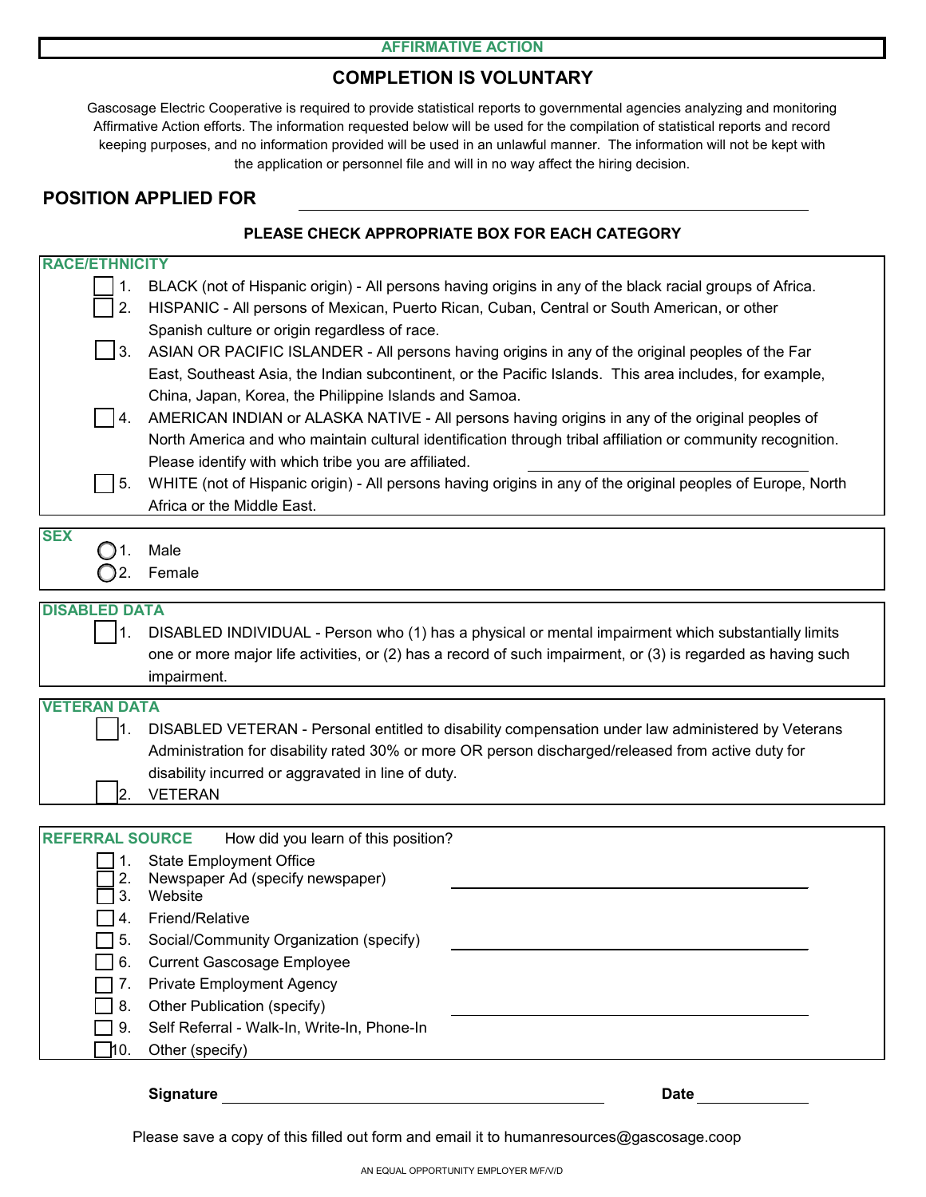**AFFIRMATIVE ACTION**

## COMPLETION IS VOLUNTARY

Gascosage Electric Cooperative is required to provide statistical reports to governmental agencies analyzing and monitoring Affirmative Action efforts. The information requested below will be used for the compilation of statistical reports and record keeping purposes, and no information provided will be used in an unlawful manner. The information will not be kept with the application or personnel file and will in no way affect the hiring decision.

**POSITION APPLIED FOR** ______________________________

**PLEASE CHECK APPROPRIATE BOX FOR EACH CATEGORY**

**RACE/ETHNICITY**

- ☐ 1. BLACK (not of Hispanic origin) - All persons having origins in any of the black racial groups of Africa.
- ☐ 2. HISPANIC - All persons of Mexican, Puerto Rican, Cuban, Central or South American, or other Spanish culture or origin regardless of race.
- ☐ 3. ASIAN OR PACIFIC ISLANDER - All persons having origins in any of the original peoples of the Far East, Southeast Asia, the Indian subcontinent, or the Pacific Islands. This area includes, for example, China, Japan, Korea, the Philippine Islands and Samoa.
- ☐ 4. AMERICAN INDIAN or ALASKA NATIVE - All persons having origins in any of the original peoples of North America and who maintain cultural identification through tribal affiliation or community recognition. Please identify with which tribe you are affiliated. ______________________________
- ☐ 5. WHITE (not of Hispanic origin) - All persons having origins in any of the original peoples of Europe, North Africa or the Middle East.

**SEX**

- ◯ 1. Male
- ◯ 2. Female

**DISABLED DATA**

- ☐ 1. DISABLED INDIVIDUAL - Person who (1) has a physical or mental impairment which substantially limits one or more major life activities, or (2) has a record of such impairment, or (3) is regarded as having such impairment.

**VETERAN DATA**

- ☐ 1. DISABLED VETERAN - Personal entitled to disability compensation under law administered by Veterans Administration for disability rated 30% or more OR person discharged/released from active duty for disability incurred or aggravated in line of duty.
- ☐ 2. VETERAN

**REFERRAL SOURCE** How did you learn of this position?

- ☐ 1. State Employment Office
- ☐ 2. Newspaper Ad (specify newspaper) ______________________________
- ☐ 3. Website
- ☐ 4. Friend/Relative
- ☐ 5. Social/Community Organization (specify) ______________________________
- ☐ 6. Current Gascosage Employee
- ☐ 7. Private Employment Agency
- ☐ 8. Other Publication (specify) ______________________________
- ☐ 9. Self Referral - Walk-In, Write-In, Phone-In
- ☐ 10. Other (specify)

**Signature** ______________________________ **Date** ______________

Please save a copy of this filled out form and email it to humanresources@gascosage.coop

AN EQUAL OPPORTUNITY EMPLOYER M/F/V/D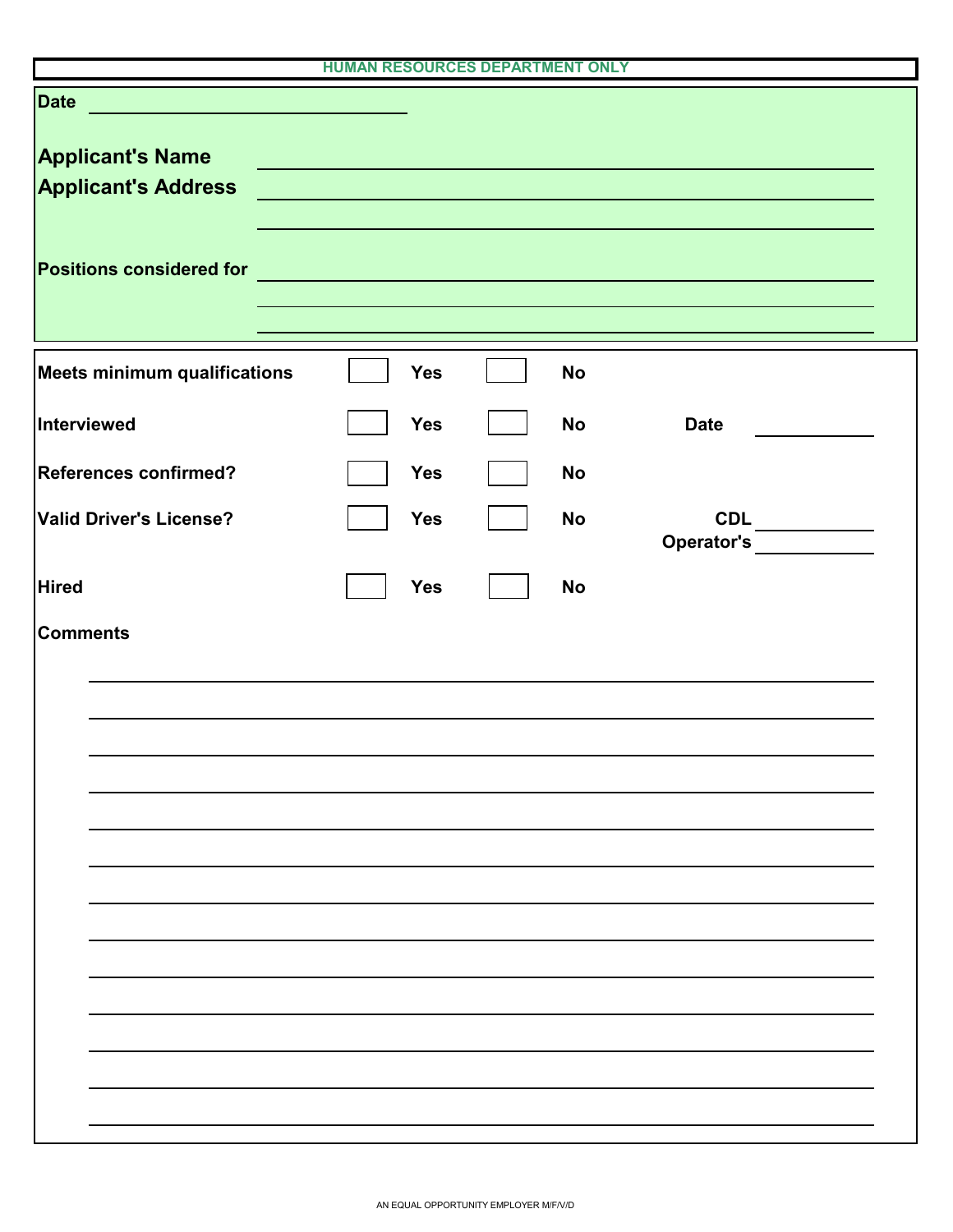## HUMAN RESOURCES DEPARTMENT ONLY

**Date** ______________________________

**Applicant's Name** ______________________________

**Applicant's Address** ______________________________

______________________________

**Positions considered for** ______________________________

______________________________

______________________________

| | | | | | |
|---|---|---|---|---|---|
| **Meets minimum qualifications** | ☐ | **Yes** | ☐ | **No** | |
| **Interviewed** | ☐ | **Yes** | ☐ | **No** | **Date** __________ |
| **References confirmed?** | ☐ | **Yes** | ☐ | **No** | |
| **Valid Driver's License?** | ☐ | **Yes** | ☐ | **No** | **CDL** __________ **Operator's** __________ |
| **Hired** | ☐ | **Yes** | ☐ | **No** | |

**Comments**

______________________________

______________________________

______________________________

______________________________

______________________________

______________________________

______________________________

______________________________

______________________________

______________________________

______________________________

______________________________

______________________________

AN EQUAL OPPORTUNITY EMPLOYER M/F/V/D